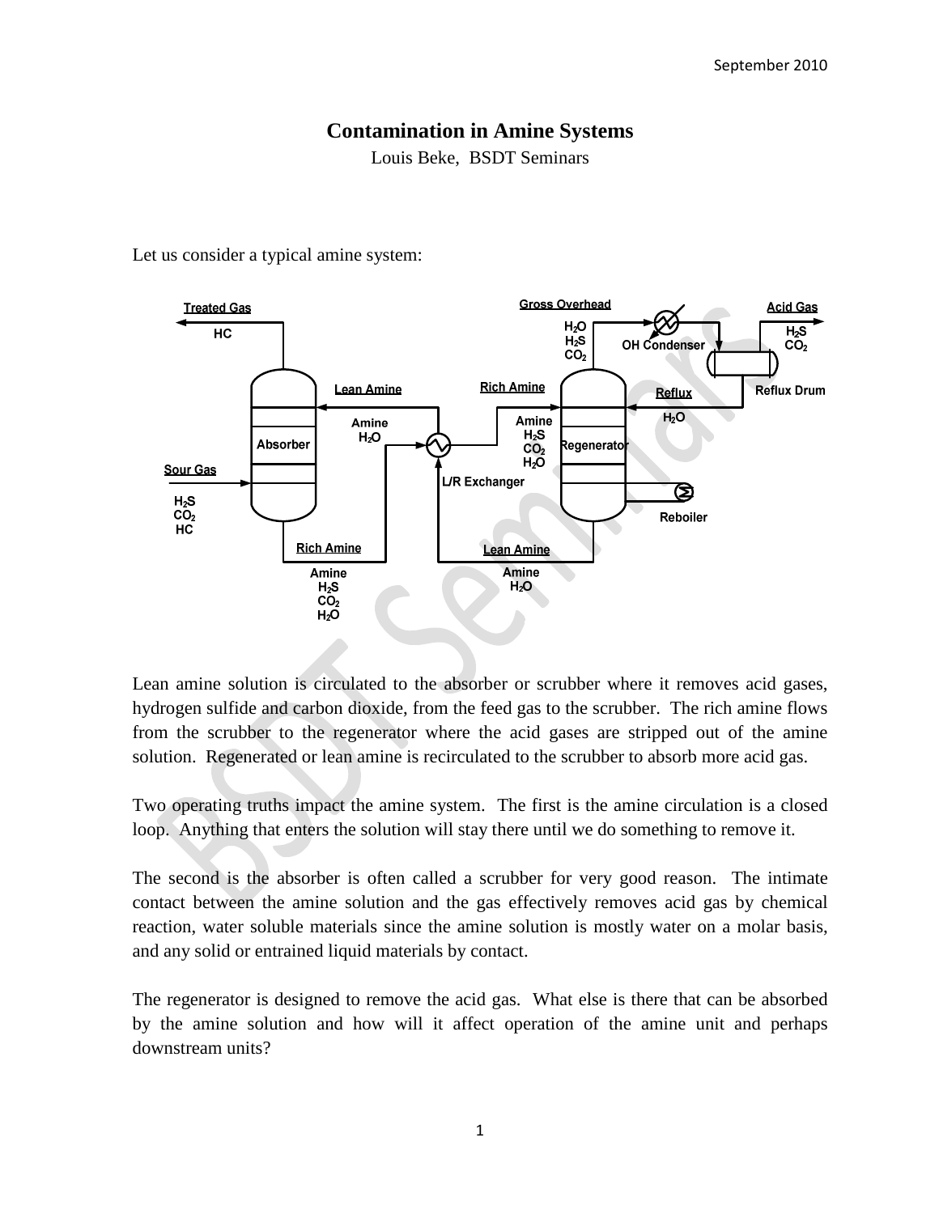# Contamination in Amine Systems

Louis Beke, BSDT Seminars

Let us consider a typical amine system:

Lean amine solution is circulated to the absorber or scrubber where it removes acid gases, hydrogen sulfide and carbon dioxide, from the feed gas to the scrubber. The rich amine flows from the scrubber to the regenerator where the acid gases are stripped out of the amine solution. Regenerated or lean amine is recirculated to the scrubber to absorb more acid gas.

Two operating truths impact the amine system. The first is the amine circulation is a closed loop. Anything that enters the solution will stay there until we do something to remove it.

The second is the absorber is often called a scrubber for very good reason. The intimate contact between the amine solution and the gas effectively removes acid gas by chemical reaction, water soluble materials since the amine solution is mostly water on a molar basis, and any solid or entrained liquid materials by contact.

The regenerator is designed to remove the acid gas. What else is there that can be absorbed by the amine solution and how will it affect operation of the amine unit and perhaps downstream units?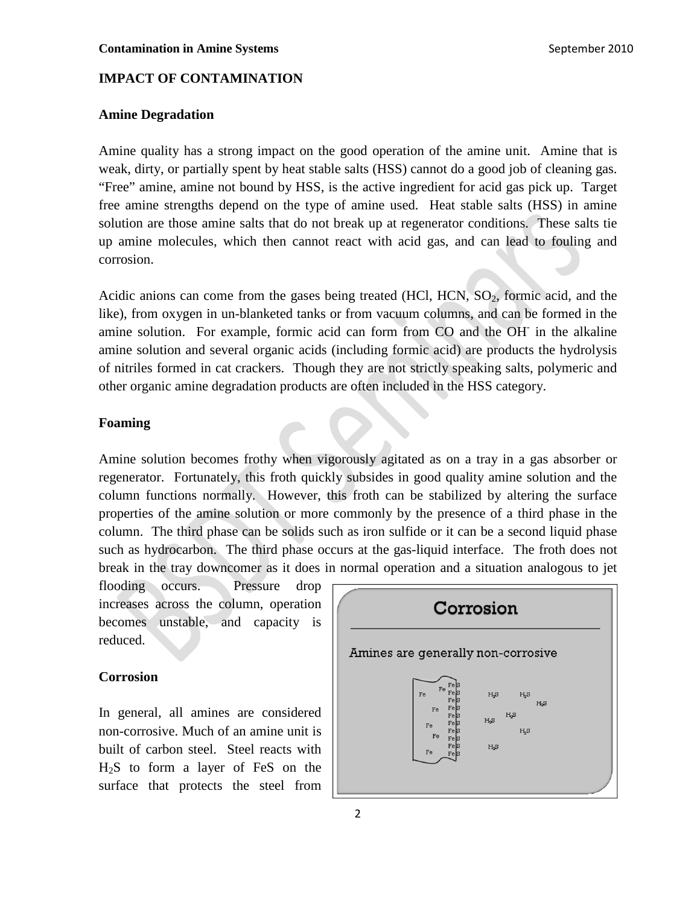## IMPACT OF CONTAMINATION

### Amine Degradation

Amine quality has a strong impact on the good operation of the amine unit. Amine that is weak, dirty, or partially spent by heat stable salts (HSS) cannot do a good job of cleaning gas. "Free" amine, amine not bound by HSS, is the active ingredient for acid gas pick up. Target free amine strengths depend on the type of amine used. Heat stable salts (HSS) in amine solution are those amine salts that do not break up at regenerator conditions. These salts tie up amine molecules, which then cannot react with acid gas, and can lead to fouling and corrosion.

Acidic anions can come from the gases being treated (HCl, HCN, $SO_2$, formic acid, and the like), from oxygen in un-blanketed tanks or from vacuum columns, and can be formed in the amine solution. For example, formic acid can form from CO and the $OH^-$ in the alkaline amine solution and several organic acids (including formic acid) are products the hydrolysis of nitriles formed in cat crackers. Though they are not strictly speaking salts, polymeric and other organic amine degradation products are often included in the HSS category.

### Foaming

Amine solution becomes frothy when vigorously agitated as on a tray in a gas absorber or regenerator. Fortunately, this froth quickly subsides in good quality amine solution and the column functions normally. However, this froth can be stabilized by altering the surface properties of the amine solution or more commonly by the presence of a third phase in the column. The third phase can be solids such as iron sulfide or it can be a second liquid phase such as hydrocarbon. The third phase occurs at the gas-liquid interface. The froth does not break in the tray downcomer as it does in normal operation and a situation analogous to jet flooding occurs. Pressure drop increases across the column, operation becomes unstable, and capacity is reduced.

### Corrosion

In general, all amines are considered non-corrosive. Much of an amine unit is built of carbon steel. Steel reacts with $H_2S$ to form a layer of FeS on the surface that protects the steel from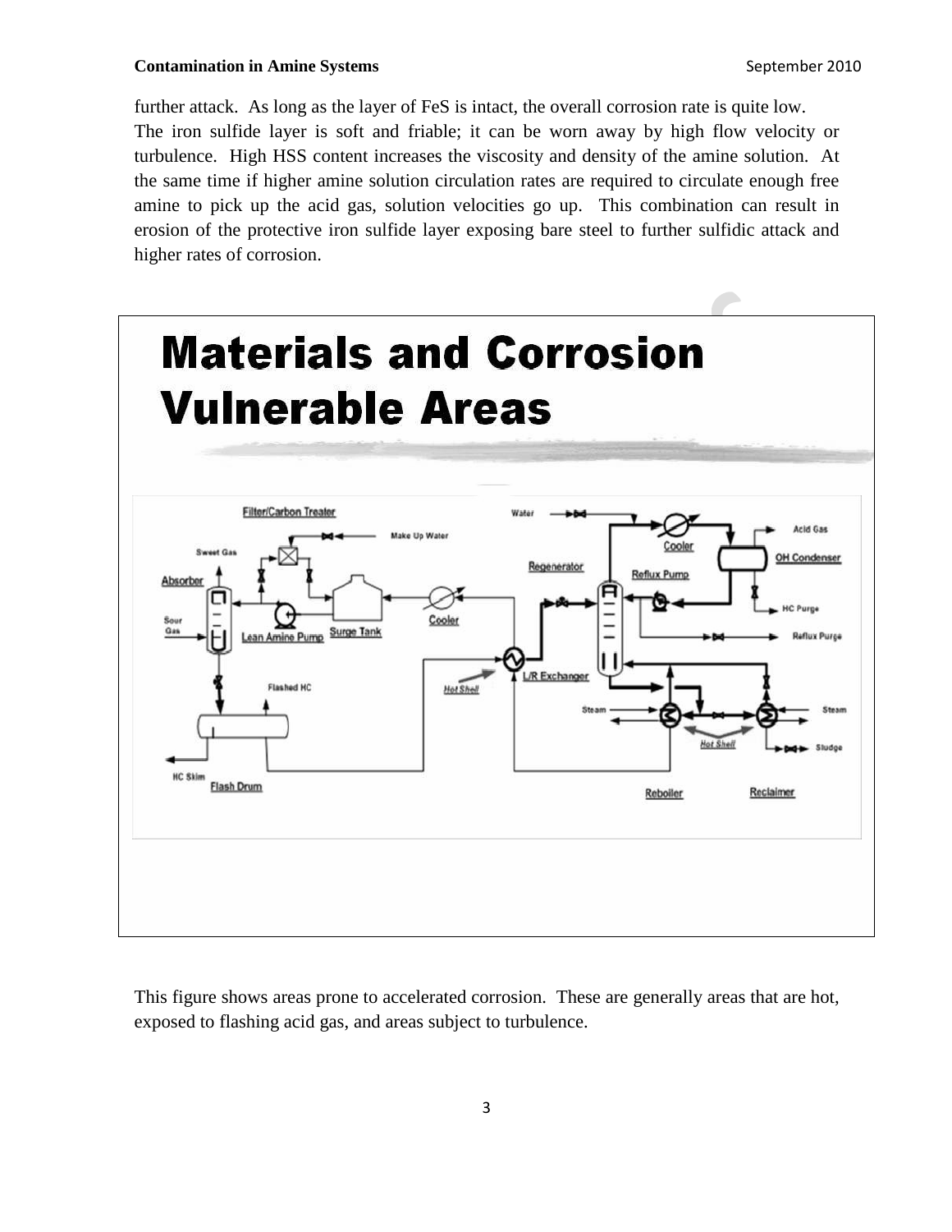further attack. As long as the layer of $FeS$ is intact, the overall corrosion rate is quite low. The iron sulfide layer is soft and friable; it can be worn away by high flow velocity or turbulence. High HSS content increases the viscosity and density of the amine solution. At the same time if higher amine solution circulation rates are required to circulate enough free amine to pick up the acid gas, solution velocities go up. This combination can result in erosion of the protective iron sulfide layer exposing bare steel to further sulfidic attack and higher rates of corrosion.

## Materials and Corrosion Vulnerable Areas

This figure shows areas prone to accelerated corrosion. These are generally areas that are hot, exposed to flashing acid gas, and areas subject to turbulence.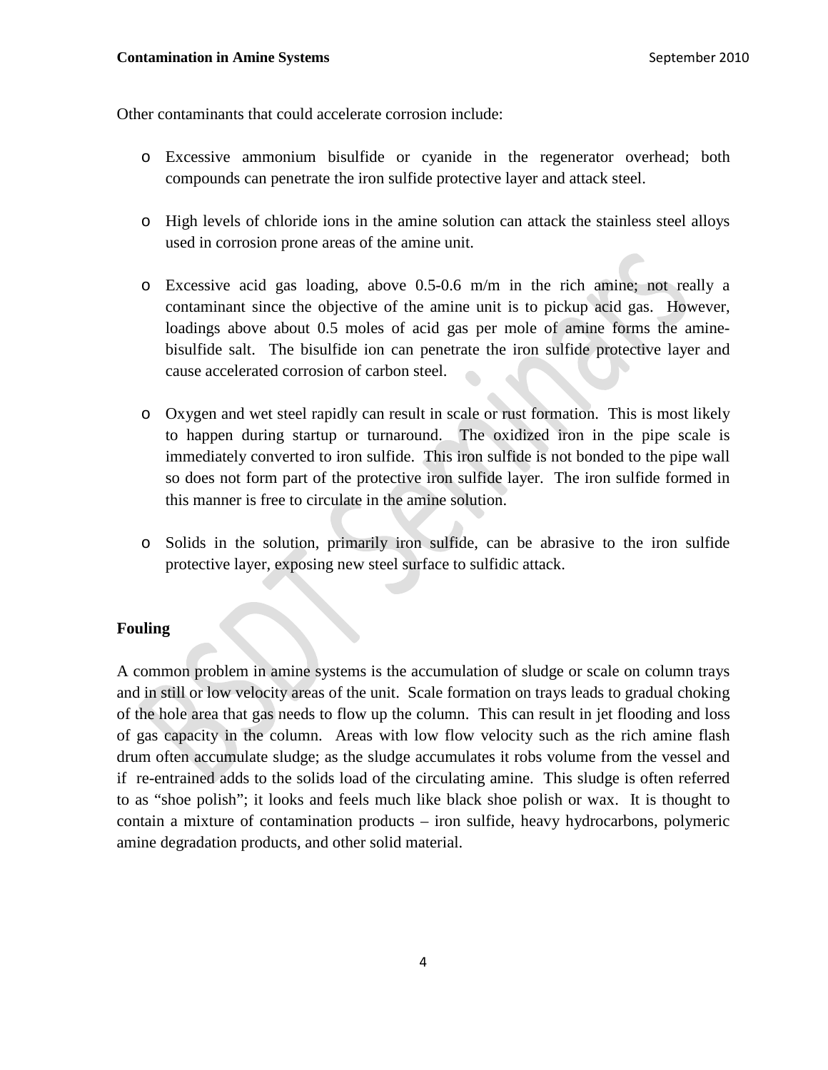Other contaminants that could accelerate corrosion include:

- Excessive ammonium bisulfide or cyanide in the regenerator overhead; both compounds can penetrate the iron sulfide protective layer and attack steel.

- High levels of chloride ions in the amine solution can attack the stainless steel alloys used in corrosion prone areas of the amine unit.

- Excessive acid gas loading, above 0.5-0.6 m/m in the rich amine; not really a contaminant since the objective of the amine unit is to pickup acid gas. However, loadings above about 0.5 moles of acid gas per mole of amine forms the amine-bisulfide salt. The bisulfide ion can penetrate the iron sulfide protective layer and cause accelerated corrosion of carbon steel.

- Oxygen and wet steel rapidly can result in scale or rust formation. This is most likely to happen during startup or turnaround. The oxidized iron in the pipe scale is immediately converted to iron sulfide. This iron sulfide is not bonded to the pipe wall so does not form part of the protective iron sulfide layer. The iron sulfide formed in this manner is free to circulate in the amine solution.

- Solids in the solution, primarily iron sulfide, can be abrasive to the iron sulfide protective layer, exposing new steel surface to sulfidic attack.

**Fouling**

A common problem in amine systems is the accumulation of sludge or scale on column trays and in still or low velocity areas of the unit. Scale formation on trays leads to gradual choking of the hole area that gas needs to flow up the column. This can result in jet flooding and loss of gas capacity in the column. Areas with low flow velocity such as the rich amine flash drum often accumulate sludge; as the sludge accumulates it robs volume from the vessel and if re-entrained adds to the solids load of the circulating amine. This sludge is often referred to as "shoe polish"; it looks and feels much like black shoe polish or wax. It is thought to contain a mixture of contamination products – iron sulfide, heavy hydrocarbons, polymeric amine degradation products, and other solid material.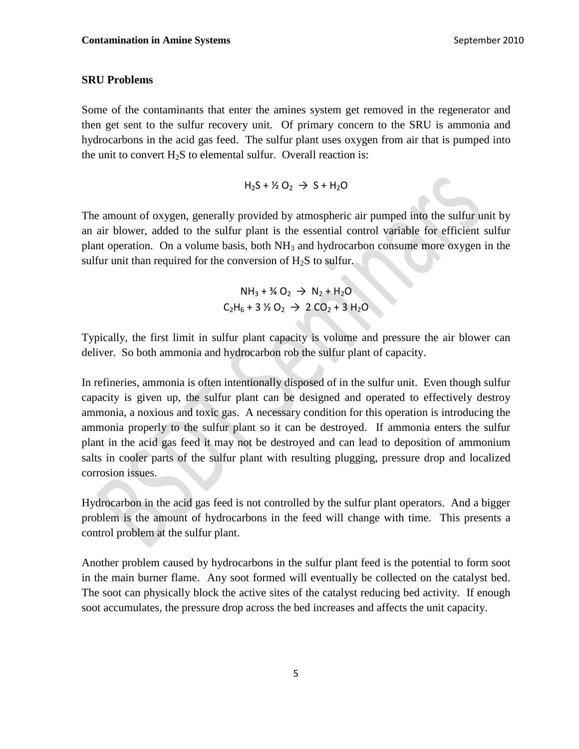**SRU Problems**

Some of the contaminants that enter the amines system get removed in the regenerator and then get sent to the sulfur recovery unit. Of primary concern to the SRU is ammonia and hydrocarbons in the acid gas feed. The sulfur plant uses oxygen from air that is pumped into the unit to convert $H_2S$ to elemental sulfur. Overall reaction is:

$$H_2S + \frac{1}{2}\,O_2 \rightarrow S + H_2O$$

The amount of oxygen, generally provided by atmospheric air pumped into the sulfur unit by an air blower, added to the sulfur plant is the essential control variable for efficient sulfur plant operation. On a volume basis, both $NH_3$ and hydrocarbon consume more oxygen in the sulfur unit than required for the conversion of $H_2S$ to sulfur.

$$NH_3 + \frac{3}{4}\,O_2 \rightarrow N_2 + H_2O$$

$$C_2H_6 + 3\frac{1}{2}\,O_2 \rightarrow 2\,CO_2 + 3\,H_2O$$

Typically, the first limit in sulfur plant capacity is volume and pressure the air blower can deliver. So both ammonia and hydrocarbon rob the sulfur plant of capacity.

In refineries, ammonia is often intentionally disposed of in the sulfur unit. Even though sulfur capacity is given up, the sulfur plant can be designed and operated to effectively destroy ammonia, a noxious and toxic gas. A necessary condition for this operation is introducing the ammonia properly to the sulfur plant so it can be destroyed. If ammonia enters the sulfur plant in the acid gas feed it may not be destroyed and can lead to deposition of ammonium salts in cooler parts of the sulfur plant with resulting plugging, pressure drop and localized corrosion issues.

Hydrocarbon in the acid gas feed is not controlled by the sulfur plant operators. And a bigger problem is the amount of hydrocarbons in the feed will change with time. This presents a control problem at the sulfur plant.

Another problem caused by hydrocarbons in the sulfur plant feed is the potential to form soot in the main burner flame. Any soot formed will eventually be collected on the catalyst bed. The soot can physically block the active sites of the catalyst reducing bed activity. If enough soot accumulates, the pressure drop across the bed increases and affects the unit capacity.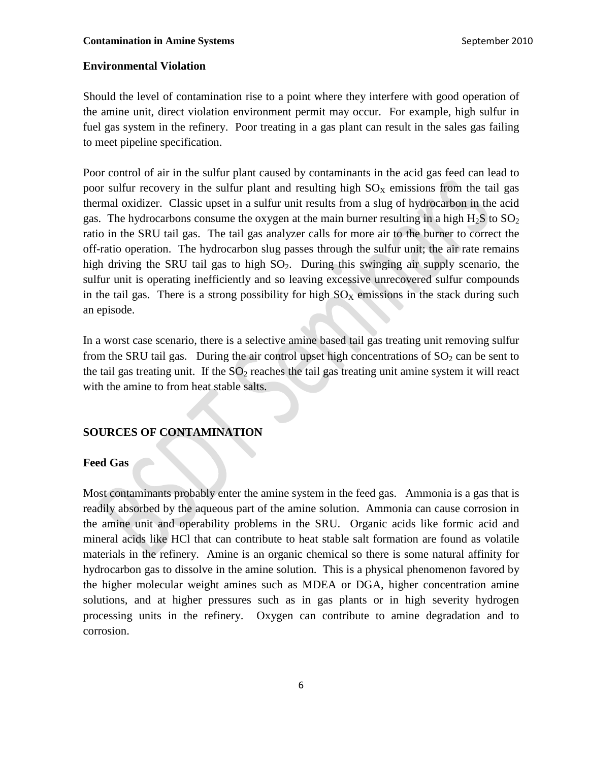### Environmental Violation

Should the level of contamination rise to a point where they interfere with good operation of the amine unit, direct violation environment permit may occur. For example, high sulfur in fuel gas system in the refinery. Poor treating in a gas plant can result in the sales gas failing to meet pipeline specification.

Poor control of air in the sulfur plant caused by contaminants in the acid gas feed can lead to poor sulfur recovery in the sulfur plant and resulting high $SO_X$ emissions from the tail gas thermal oxidizer. Classic upset in a sulfur unit results from a slug of hydrocarbon in the acid gas. The hydrocarbons consume the oxygen at the main burner resulting in a high $H_2S$ to $SO_2$ ratio in the SRU tail gas. The tail gas analyzer calls for more air to the burner to correct the off-ratio operation. The hydrocarbon slug passes through the sulfur unit; the air rate remains high driving the SRU tail gas to high $SO_2$. During this swinging air supply scenario, the sulfur unit is operating inefficiently and so leaving excessive unrecovered sulfur compounds in the tail gas. There is a strong possibility for high $SO_X$ emissions in the stack during such an episode.

In a worst case scenario, there is a selective amine based tail gas treating unit removing sulfur from the SRU tail gas. During the air control upset high concentrations of $SO_2$ can be sent to the tail gas treating unit. If the $SO_2$ reaches the tail gas treating unit amine system it will react with the amine to from heat stable salts.

## SOURCES OF CONTAMINATION

### Feed Gas

Most contaminants probably enter the amine system in the feed gas. Ammonia is a gas that is readily absorbed by the aqueous part of the amine solution. Ammonia can cause corrosion in the amine unit and operability problems in the SRU. Organic acids like formic acid and mineral acids like HCl that can contribute to heat stable salt formation are found as volatile materials in the refinery. Amine is an organic chemical so there is some natural affinity for hydrocarbon gas to dissolve in the amine solution. This is a physical phenomenon favored by the higher molecular weight amines such as MDEA or DGA, higher concentration amine solutions, and at higher pressures such as in gas plants or in high severity hydrogen processing units in the refinery. Oxygen can contribute to amine degradation and to corrosion.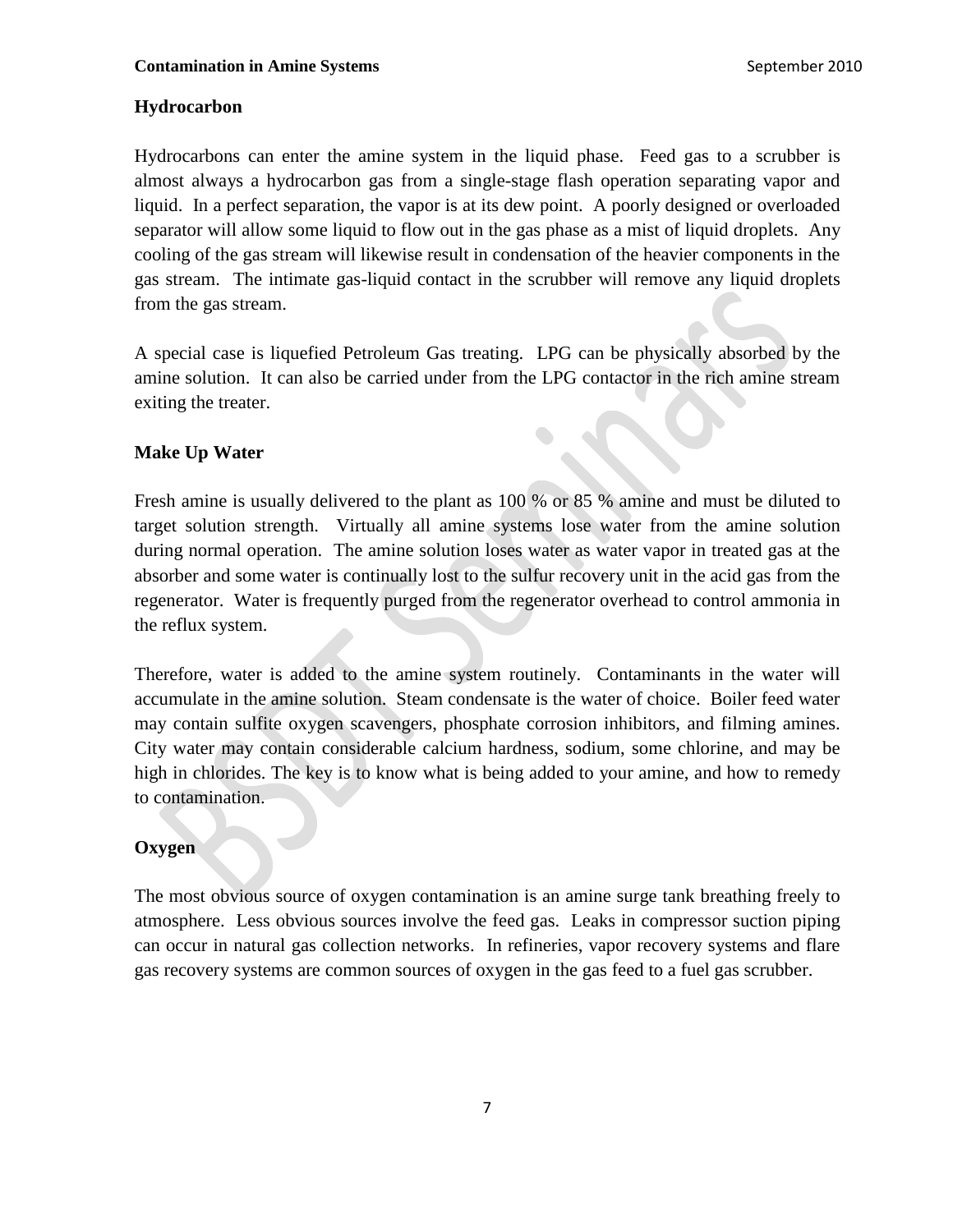### Hydrocarbon

Hydrocarbons can enter the amine system in the liquid phase. Feed gas to a scrubber is almost always a hydrocarbon gas from a single-stage flash operation separating vapor and liquid. In a perfect separation, the vapor is at its dew point. A poorly designed or overloaded separator will allow some liquid to flow out in the gas phase as a mist of liquid droplets. Any cooling of the gas stream will likewise result in condensation of the heavier components in the gas stream. The intimate gas-liquid contact in the scrubber will remove any liquid droplets from the gas stream.

A special case is liquefied Petroleum Gas treating. LPG can be physically absorbed by the amine solution. It can also be carried under from the LPG contactor in the rich amine stream exiting the treater.

### Make Up Water

Fresh amine is usually delivered to the plant as 100 % or 85 % amine and must be diluted to target solution strength. Virtually all amine systems lose water from the amine solution during normal operation. The amine solution loses water as water vapor in treated gas at the absorber and some water is continually lost to the sulfur recovery unit in the acid gas from the regenerator. Water is frequently purged from the regenerator overhead to control ammonia in the reflux system.

Therefore, water is added to the amine system routinely. Contaminants in the water will accumulate in the amine solution. Steam condensate is the water of choice. Boiler feed water may contain sulfite oxygen scavengers, phosphate corrosion inhibitors, and filming amines. City water may contain considerable calcium hardness, sodium, some chlorine, and may be high in chlorides. The key is to know what is being added to your amine, and how to remedy to contamination.

### Oxygen

The most obvious source of oxygen contamination is an amine surge tank breathing freely to atmosphere. Less obvious sources involve the feed gas. Leaks in compressor suction piping can occur in natural gas collection networks. In refineries, vapor recovery systems and flare gas recovery systems are common sources of oxygen in the gas feed to a fuel gas scrubber.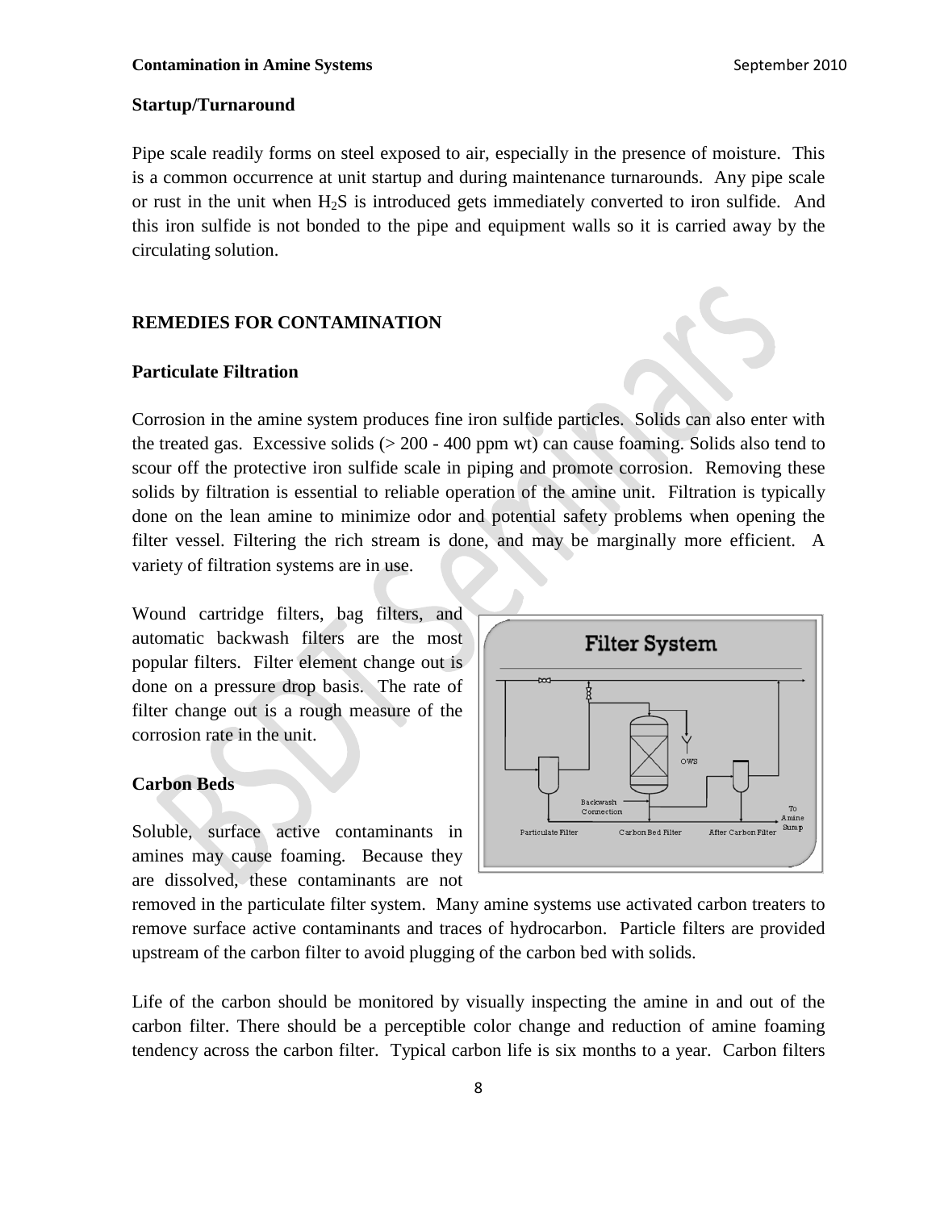### Startup/Turnaround

Pipe scale readily forms on steel exposed to air, especially in the presence of moisture. This is a common occurrence at unit startup and during maintenance turnarounds. Any pipe scale or rust in the unit when $H_2S$ is introduced gets immediately converted to iron sulfide. And this iron sulfide is not bonded to the pipe and equipment walls so it is carried away by the circulating solution.

## REMEDIES FOR CONTAMINATION

### Particulate Filtration

Corrosion in the amine system produces fine iron sulfide particles. Solids can also enter with the treated gas. Excessive solids (> 200 - 400 ppm wt) can cause foaming. Solids also tend to scour off the protective iron sulfide scale in piping and promote corrosion. Removing these solids by filtration is essential to reliable operation of the amine unit. Filtration is typically done on the lean amine to minimize odor and potential safety problems when opening the filter vessel. Filtering the rich stream is done, and may be marginally more efficient. A variety of filtration systems are in use.

Wound cartridge filters, bag filters, and automatic backwash filters are the most popular filters. Filter element change out is done on a pressure drop basis. The rate of filter change out is a rough measure of the corrosion rate in the unit.

### Carbon Beds

Soluble, surface active contaminants in amines may cause foaming. Because they are dissolved, these contaminants are not removed in the particulate filter system. Many amine systems use activated carbon treaters to remove surface active contaminants and traces of hydrocarbon. Particle filters are provided upstream of the carbon filter to avoid plugging of the carbon bed with solids.

Life of the carbon should be monitored by visually inspecting the amine in and out of the carbon filter. There should be a perceptible color change and reduction of amine foaming tendency across the carbon filter. Typical carbon life is six months to a year. Carbon filters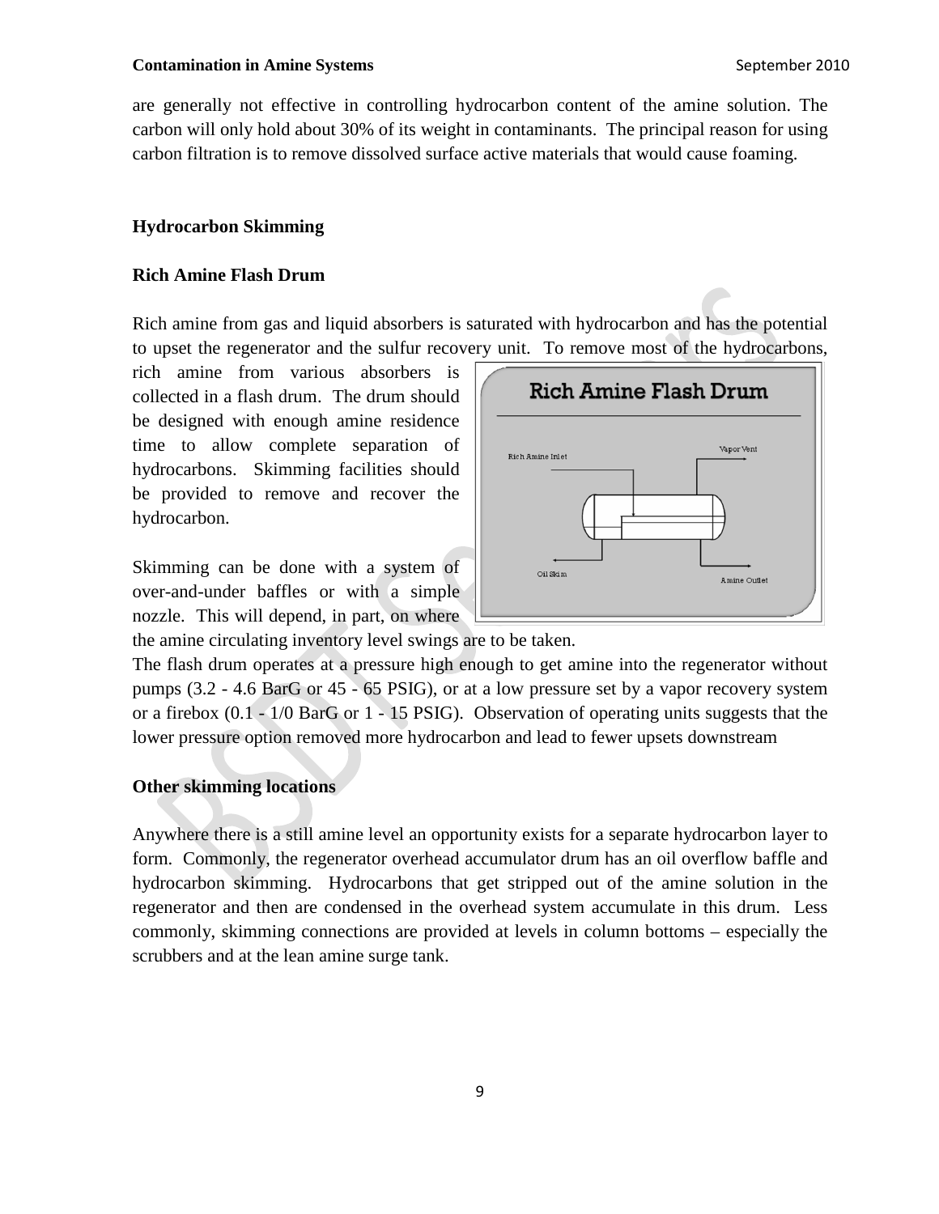are generally not effective in controlling hydrocarbon content of the amine solution. The carbon will only hold about 30% of its weight in contaminants. The principal reason for using carbon filtration is to remove dissolved surface active materials that would cause foaming.

## Hydrocarbon Skimming

### Rich Amine Flash Drum

Rich amine from gas and liquid absorbers is saturated with hydrocarbon and has the potential to upset the regenerator and the sulfur recovery unit. To remove most of the hydrocarbons, rich amine from various absorbers is collected in a flash drum. The drum should be designed with enough amine residence time to allow complete separation of hydrocarbons. Skimming facilities should be provided to remove and recover the hydrocarbon.

Skimming can be done with a system of over-and-under baffles or with a simple nozzle. This will depend, in part, on where the amine circulating inventory level swings are to be taken.

The flash drum operates at a pressure high enough to get amine into the regenerator without pumps (3.2 - 4.6 BarG or 45 - 65 PSIG), or at a low pressure set by a vapor recovery system or a firebox (0.1 - 1/0 BarG or 1 - 15 PSIG). Observation of operating units suggests that the lower pressure option removed more hydrocarbon and lead to fewer upsets downstream

### Other skimming locations

Anywhere there is a still amine level an opportunity exists for a separate hydrocarbon layer to form. Commonly, the regenerator overhead accumulator drum has an oil overflow baffle and hydrocarbon skimming. Hydrocarbons that get stripped out of the amine solution in the regenerator and then are condensed in the overhead system accumulate in this drum. Less commonly, skimming connections are provided at levels in column bottoms – especially the scrubbers and at the lean amine surge tank.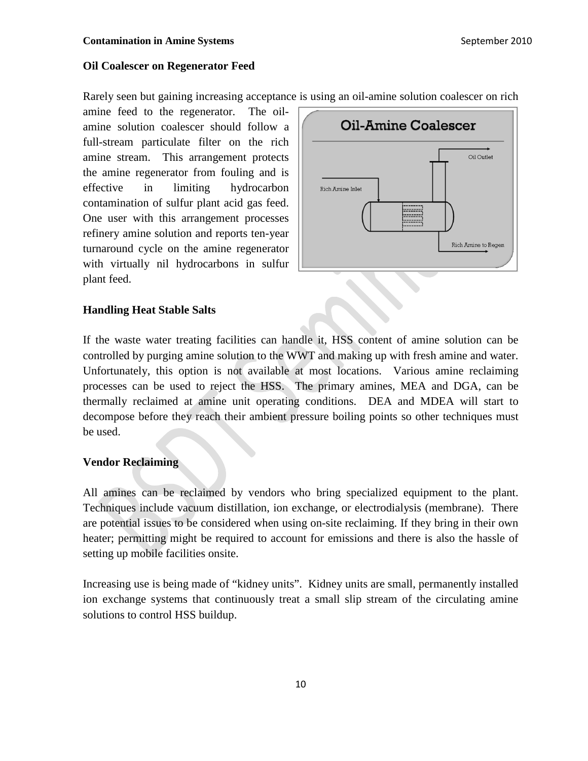### Oil Coalescer on Regenerator Feed

Rarely seen but gaining increasing acceptance is using an oil-amine solution coalescer on rich amine feed to the regenerator. The oil-amine solution coalescer should follow a full-stream particulate filter on the rich amine stream. This arrangement protects the amine regenerator from fouling and is effective in limiting hydrocarbon contamination of sulfur plant acid gas feed. One user with this arrangement processes refinery amine solution and reports ten-year turnaround cycle on the amine regenerator with virtually nil hydrocarbons in sulfur plant feed.

### Handling Heat Stable Salts

If the waste water treating facilities can handle it, HSS content of amine solution can be controlled by purging amine solution to the WWT and making up with fresh amine and water. Unfortunately, this option is not available at most locations. Various amine reclaiming processes can be used to reject the HSS. The primary amines, MEA and DGA, can be thermally reclaimed at amine unit operating conditions. DEA and MDEA will start to decompose before they reach their ambient pressure boiling points so other techniques must be used.

### Vendor Reclaiming

All amines can be reclaimed by vendors who bring specialized equipment to the plant. Techniques include vacuum distillation, ion exchange, or electrodialysis (membrane). There are potential issues to be considered when using on-site reclaiming. If they bring in their own heater; permitting might be required to account for emissions and there is also the hassle of setting up mobile facilities onsite.

Increasing use is being made of "kidney units". Kidney units are small, permanently installed ion exchange systems that continuously treat a small slip stream of the circulating amine solutions to control HSS buildup.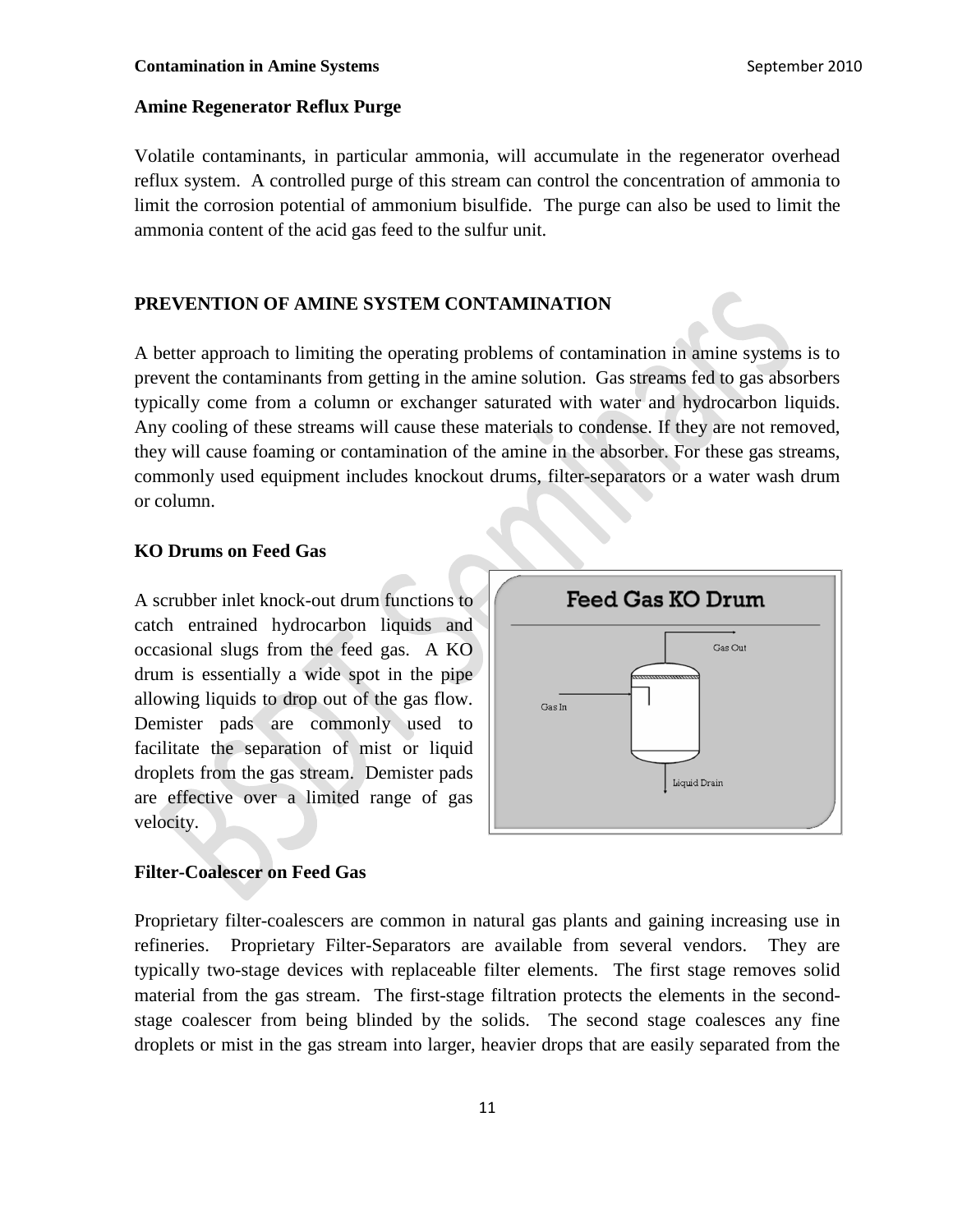### Amine Regenerator Reflux Purge

Volatile contaminants, in particular ammonia, will accumulate in the regenerator overhead reflux system. A controlled purge of this stream can control the concentration of ammonia to limit the corrosion potential of ammonium bisulfide. The purge can also be used to limit the ammonia content of the acid gas feed to the sulfur unit.

## PREVENTION OF AMINE SYSTEM CONTAMINATION

A better approach to limiting the operating problems of contamination in amine systems is to prevent the contaminants from getting in the amine solution. Gas streams fed to gas absorbers typically come from a column or exchanger saturated with water and hydrocarbon liquids. Any cooling of these streams will cause these materials to condense. If they are not removed, they will cause foaming or contamination of the amine in the absorber. For these gas streams, commonly used equipment includes knockout drums, filter-separators or a water wash drum or column.

### KO Drums on Feed Gas

A scrubber inlet knock-out drum functions to catch entrained hydrocarbon liquids and occasional slugs from the feed gas. A KO drum is essentially a wide spot in the pipe allowing liquids to drop out of the gas flow. Demister pads are commonly used to facilitate the separation of mist or liquid droplets from the gas stream. Demister pads are effective over a limited range of gas velocity.

Feed Gas KO Drum

Gas In

Gas Out

Liquid Drain

### Filter-Coalescer on Feed Gas

Proprietary filter-coalescers are common in natural gas plants and gaining increasing use in refineries. Proprietary Filter-Separators are available from several vendors. They are typically two-stage devices with replaceable filter elements. The first stage removes solid material from the gas stream. The first-stage filtration protects the elements in the second-stage coalescer from being blinded by the solids. The second stage coalesces any fine droplets or mist in the gas stream into larger, heavier drops that are easily separated from the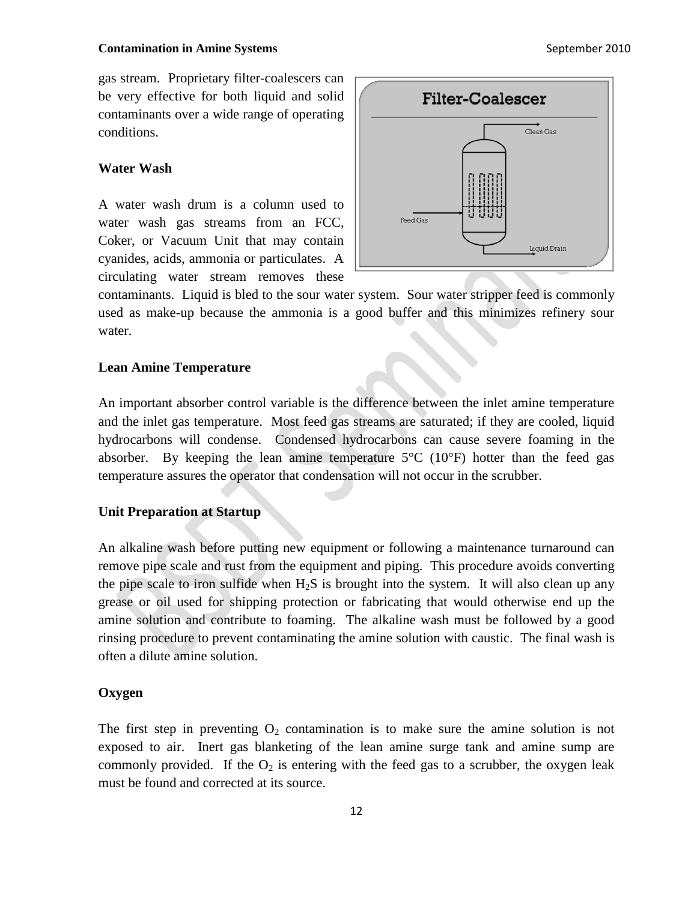gas stream. Proprietary filter-coalescers can be very effective for both liquid and solid contaminants over a wide range of operating conditions.

**Water Wash**

A water wash drum is a column used to water wash gas streams from an FCC, Coker, or Vacuum Unit that may contain cyanides, acids, ammonia or particulates. A circulating water stream removes these contaminants. Liquid is bled to the sour water system. Sour water stripper feed is commonly used as make-up because the ammonia is a good buffer and this minimizes refinery sour water.

**Lean Amine Temperature**

An important absorber control variable is the difference between the inlet amine temperature and the inlet gas temperature. Most feed gas streams are saturated; if they are cooled, liquid hydrocarbons will condense. Condensed hydrocarbons can cause severe foaming in the absorber. By keeping the lean amine temperature 5°C (10°F) hotter than the feed gas temperature assures the operator that condensation will not occur in the scrubber.

**Unit Preparation at Startup**

An alkaline wash before putting new equipment or following a maintenance turnaround can remove pipe scale and rust from the equipment and piping. This procedure avoids converting the pipe scale to iron sulfide when $H_2S$ is brought into the system. It will also clean up any grease or oil used for shipping protection or fabricating that would otherwise end up the amine solution and contribute to foaming. The alkaline wash must be followed by a good rinsing procedure to prevent contaminating the amine solution with caustic. The final wash is often a dilute amine solution.

**Oxygen**

The first step in preventing $O_2$ contamination is to make sure the amine solution is not exposed to air. Inert gas blanketing of the lean amine surge tank and amine sump are commonly provided. If the $O_2$ is entering with the feed gas to a scrubber, the oxygen leak must be found and corrected at its source.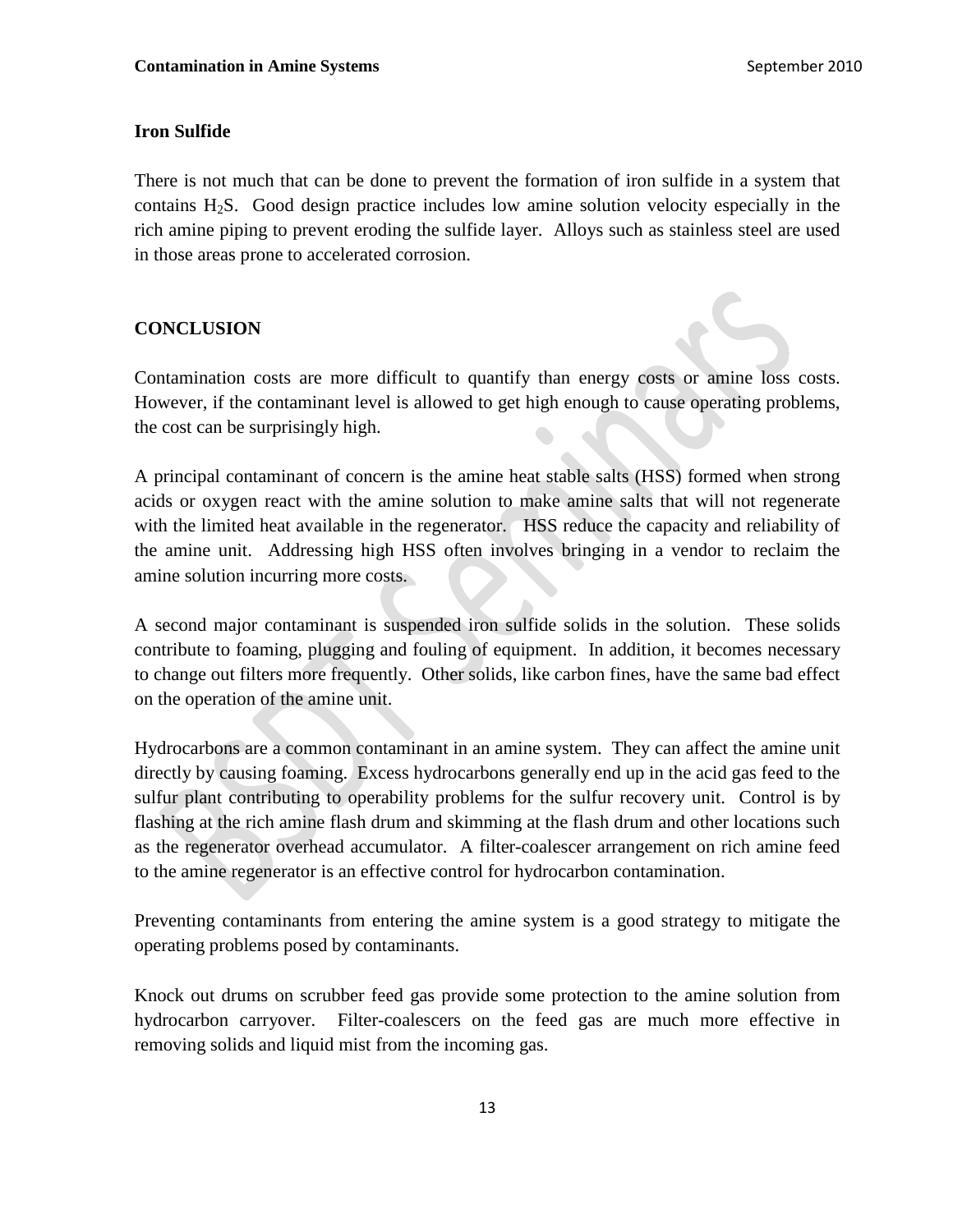### Iron Sulfide

There is not much that can be done to prevent the formation of iron sulfide in a system that contains $H_2S$. Good design practice includes low amine solution velocity especially in the rich amine piping to prevent eroding the sulfide layer. Alloys such as stainless steel are used in those areas prone to accelerated corrosion.

## CONCLUSION

Contamination costs are more difficult to quantify than energy costs or amine loss costs. However, if the contaminant level is allowed to get high enough to cause operating problems, the cost can be surprisingly high.

A principal contaminant of concern is the amine heat stable salts (HSS) formed when strong acids or oxygen react with the amine solution to make amine salts that will not regenerate with the limited heat available in the regenerator. HSS reduce the capacity and reliability of the amine unit. Addressing high HSS often involves bringing in a vendor to reclaim the amine solution incurring more costs.

A second major contaminant is suspended iron sulfide solids in the solution. These solids contribute to foaming, plugging and fouling of equipment. In addition, it becomes necessary to change out filters more frequently. Other solids, like carbon fines, have the same bad effect on the operation of the amine unit.

Hydrocarbons are a common contaminant in an amine system. They can affect the amine unit directly by causing foaming. Excess hydrocarbons generally end up in the acid gas feed to the sulfur plant contributing to operability problems for the sulfur recovery unit. Control is by flashing at the rich amine flash drum and skimming at the flash drum and other locations such as the regenerator overhead accumulator. A filter-coalescer arrangement on rich amine feed to the amine regenerator is an effective control for hydrocarbon contamination.

Preventing contaminants from entering the amine system is a good strategy to mitigate the operating problems posed by contaminants.

Knock out drums on scrubber feed gas provide some protection to the amine solution from hydrocarbon carryover. Filter-coalescers on the feed gas are much more effective in removing solids and liquid mist from the incoming gas.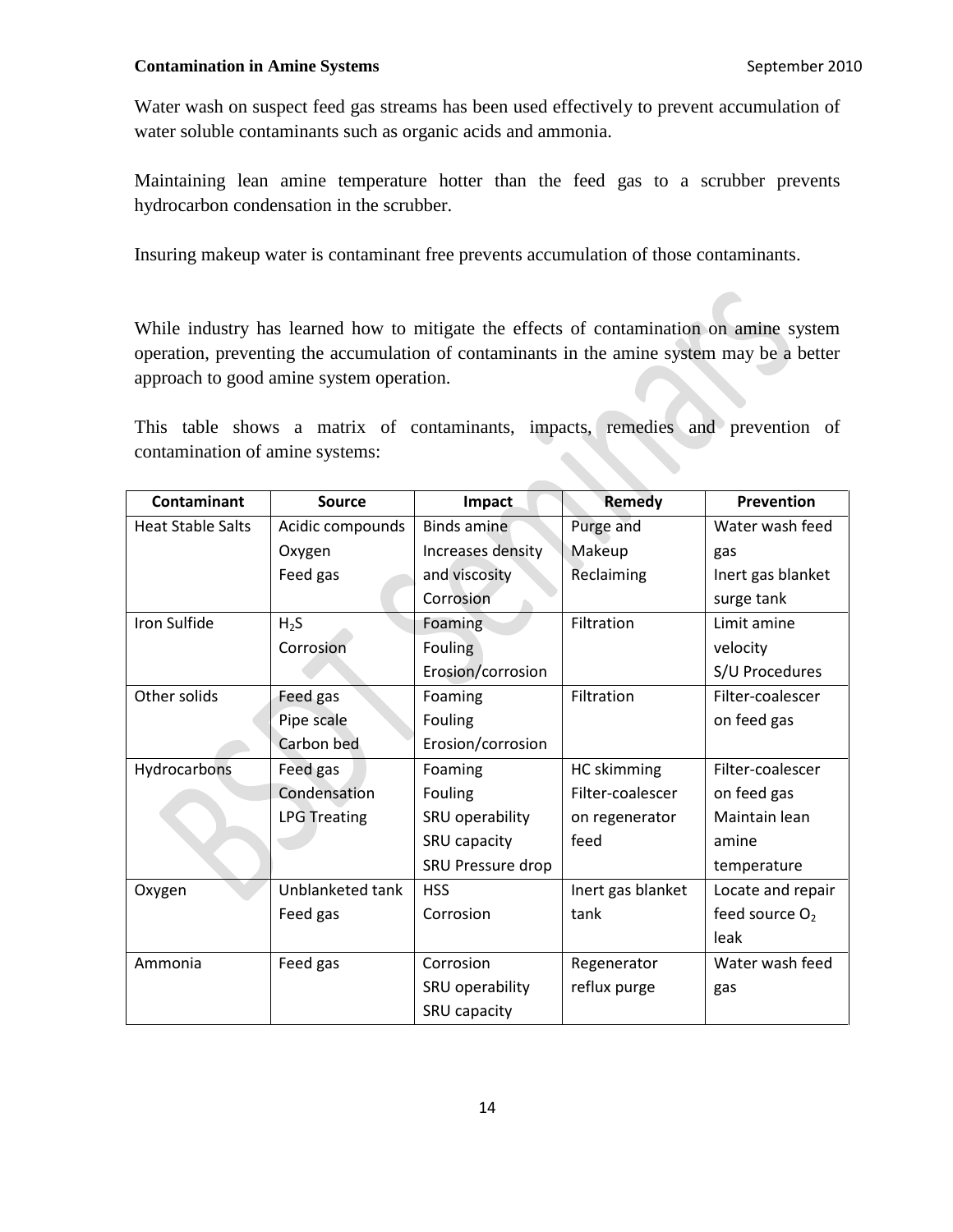Water wash on suspect feed gas streams has been used effectively to prevent accumulation of water soluble contaminants such as organic acids and ammonia.

Maintaining lean amine temperature hotter than the feed gas to a scrubber prevents hydrocarbon condensation in the scrubber.

Insuring makeup water is contaminant free prevents accumulation of those contaminants.

While industry has learned how to mitigate the effects of contamination on amine system operation, preventing the accumulation of contaminants in the amine system may be a better approach to good amine system operation.

This table shows a matrix of contaminants, impacts, remedies and prevention of contamination of amine systems:

| Contaminant | Source | Impact | Remedy | Prevention |
|---|---|---|---|---|
| Heat Stable Salts | Acidic compounds<br>Oxygen<br>Feed gas | Binds amine<br>Increases density and viscosity<br>Corrosion | Purge and Makeup<br>Reclaiming | Water wash feed gas<br>Inert gas blanket surge tank |
| Iron Sulfide | $H_2S$<br>Corrosion | Foaming<br>Fouling<br>Erosion/corrosion | Filtration | Limit amine velocity<br>S/U Procedures |
| Other solids | Feed gas<br>Pipe scale<br>Carbon bed | Foaming<br>Fouling<br>Erosion/corrosion | Filtration | Filter-coalescer on feed gas |
| Hydrocarbons | Feed gas<br>Condensation<br>LPG Treating | Foaming<br>Fouling<br>SRU operability<br>SRU capacity<br>SRU Pressure drop | HC skimming<br>Filter-coalescer on regenerator feed | Filter-coalescer on feed gas<br>Maintain lean amine temperature |
| Oxygen | Unblanketed tank<br>Feed gas | HSS<br>Corrosion | Inert gas blanket tank | Locate and repair feed source $O_2$ leak |
| Ammonia | Feed gas | Corrosion<br>SRU operability<br>SRU capacity | Regenerator reflux purge | Water wash feed gas |